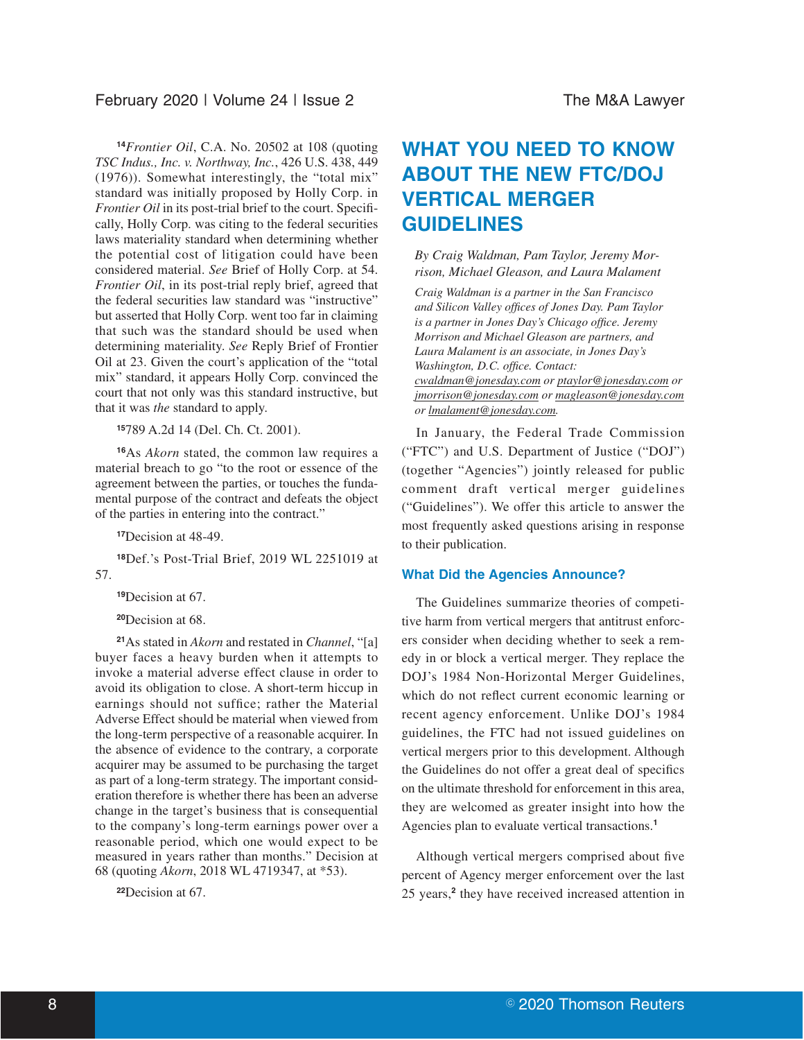[14] *Frontier Oil*, C.A. No. 20502 at 108 (quoting *TSC Indus., Inc. v. Northway, Inc.*, 426 U.S. 438, 449 (1976)). Somewhat interestingly, the "total mix" standard was initially proposed by Holly Corp. in *Frontier Oil* in its post-trial brief to the court. Specifically, Holly Corp. was citing to the federal securities laws materiality standard when determining whether the potential cost of litigation could have been considered material. *See* Brief of Holly Corp. at 54. *Frontier Oil*, in its post-trial reply brief, agreed that the federal securities law standard was "instructive" but asserted that Holly Corp. went too far in claiming that such was the standard should be used when determining materiality. *See* Reply Brief of Frontier Oil at 23. Given the court's application of the "total mix" standard, it appears Holly Corp. convinced the court that not only was this standard instructive, but that it was *the* standard to apply.

[15] 789 A.2d 14 (Del. Ch. Ct. 2001).

[16] As *Akorn* stated, the common law requires a material breach to go "to the root or essence of the agreement between the parties, or touches the fundamental purpose of the contract and defeats the object of the parties in entering into the contract."

[17] Decision at 48-49.

[18] Def.'s Post-Trial Brief, 2019 WL 2251019 at 57.

[19] Decision at 67.

[20] Decision at 68.

[21] As stated in *Akorn* and restated in *Channel*, "[a] buyer faces a heavy burden when it attempts to invoke a material adverse effect clause in order to avoid its obligation to close. A short-term hiccup in earnings should not suffice; rather the Material Adverse Effect should be material when viewed from the long-term perspective of a reasonable acquirer. In the absence of evidence to the contrary, a corporate acquirer may be assumed to be purchasing the target as part of a long-term strategy. The important consideration therefore is whether there has been an adverse change in the target's business that is consequential to the company's long-term earnings power over a reasonable period, which one would expect to be measured in years rather than months." Decision at 68 (quoting *Akorn*, 2018 WL 4719347, at *53).

[22] Decision at 67.

# WHAT YOU NEED TO KNOW ABOUT THE NEW FTC/DOJ VERTICAL MERGER GUIDELINES

*By Craig Waldman, Pam Taylor, Jeremy Morrison, Michael Gleason, and Laura Malament*

*Craig Waldman is a partner in the San Francisco and Silicon Valley offices of Jones Day. Pam Taylor is a partner in Jones Day's Chicago office. Jeremy Morrison and Michael Gleason are partners, and Laura Malament is an associate, in Jones Day's Washington, D.C. office. Contact: cwaldman@jonesday.com or ptaylor@jonesday.com or jmorrison@jonesday.com or magleason@jonesday.com or lmalament@jonesday.com.*

In January, the Federal Trade Commission ("FTC") and U.S. Department of Justice ("DOJ") (together "Agencies") jointly released for public comment draft vertical merger guidelines ("Guidelines"). We offer this article to answer the most frequently asked questions arising in response to their publication.

## What Did the Agencies Announce?

The Guidelines summarize theories of competitive harm from vertical mergers that antitrust enforcers consider when deciding whether to seek a remedy in or block a vertical merger. They replace the DOJ's 1984 Non-Horizontal Merger Guidelines, which do not reflect current economic learning or recent agency enforcement. Unlike DOJ's 1984 guidelines, the FTC had not issued guidelines on vertical mergers prior to this development. Although the Guidelines do not offer a great deal of specifics on the ultimate threshold for enforcement in this area, they are welcomed as greater insight into how the Agencies plan to evaluate vertical transactions.[1]

Although vertical mergers comprised about five percent of Agency merger enforcement over the last 25 years,[2] they have received increased attention in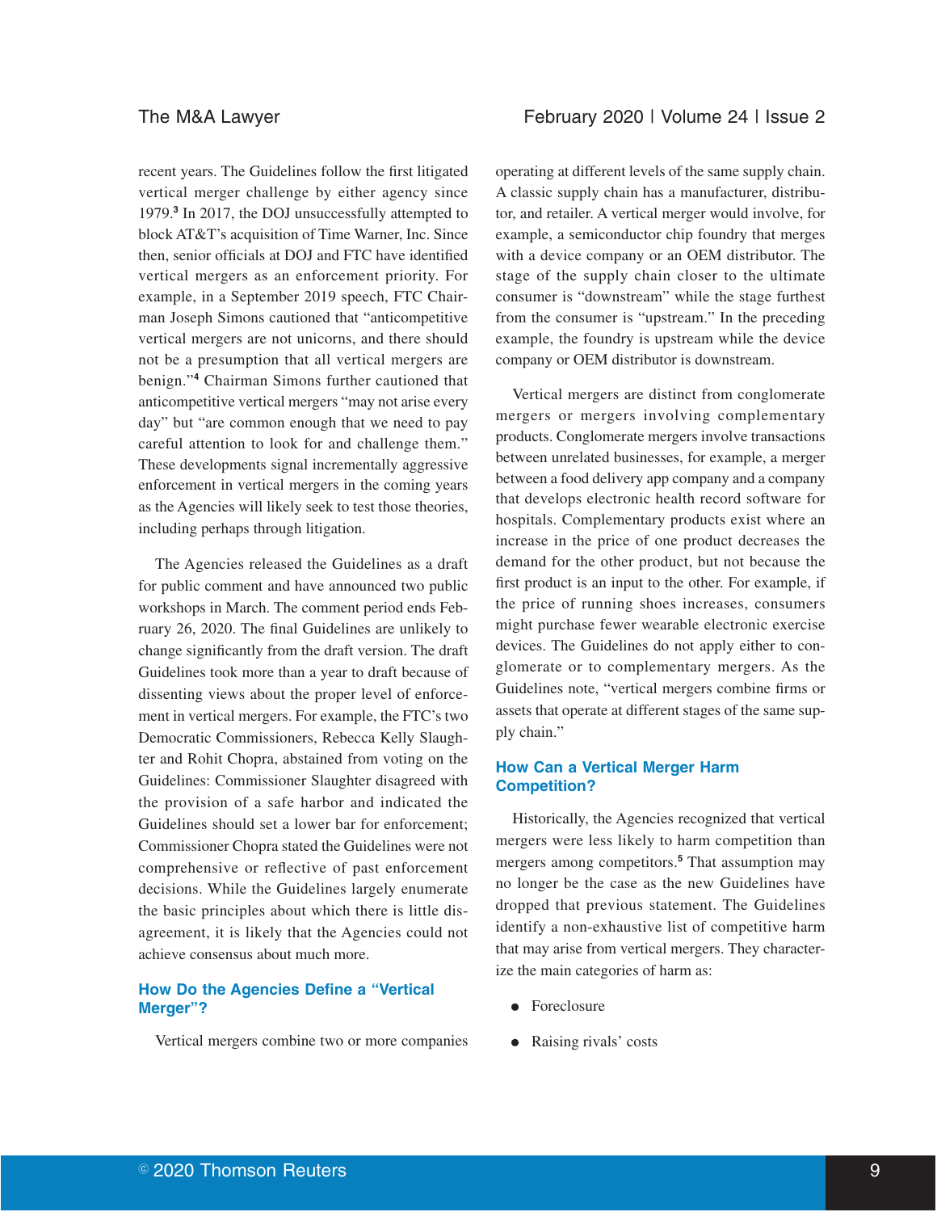recent years. The Guidelines follow the first litigated vertical merger challenge by either agency since 1979.[3] In 2017, the DOJ unsuccessfully attempted to block AT&T's acquisition of Time Warner, Inc. Since then, senior officials at DOJ and FTC have identified vertical mergers as an enforcement priority. For example, in a September 2019 speech, FTC Chairman Joseph Simons cautioned that "anticompetitive vertical mergers are not unicorns, and there should not be a presumption that all vertical mergers are benign."[4] Chairman Simons further cautioned that anticompetitive vertical mergers "may not arise every day" but "are common enough that we need to pay careful attention to look for and challenge them." These developments signal incrementally aggressive enforcement in vertical mergers in the coming years as the Agencies will likely seek to test those theories, including perhaps through litigation.

The Agencies released the Guidelines as a draft for public comment and have announced two public workshops in March. The comment period ends February 26, 2020. The final Guidelines are unlikely to change significantly from the draft version. The draft Guidelines took more than a year to draft because of dissenting views about the proper level of enforcement in vertical mergers. For example, the FTC's two Democratic Commissioners, Rebecca Kelly Slaughter and Rohit Chopra, abstained from voting on the Guidelines: Commissioner Slaughter disagreed with the provision of a safe harbor and indicated the Guidelines should set a lower bar for enforcement; Commissioner Chopra stated the Guidelines were not comprehensive or reflective of past enforcement decisions. While the Guidelines largely enumerate the basic principles about which there is little disagreement, it is likely that the Agencies could not achieve consensus about much more.

## How Do the Agencies Define a "Vertical Merger"?

Vertical mergers combine two or more companies operating at different levels of the same supply chain. A classic supply chain has a manufacturer, distributor, and retailer. A vertical merger would involve, for example, a semiconductor chip foundry that merges with a device company or an OEM distributor. The stage of the supply chain closer to the ultimate consumer is "downstream" while the stage furthest from the consumer is "upstream." In the preceding example, the foundry is upstream while the device company or OEM distributor is downstream.

Vertical mergers are distinct from conglomerate mergers or mergers involving complementary products. Conglomerate mergers involve transactions between unrelated businesses, for example, a merger between a food delivery app company and a company that develops electronic health record software for hospitals. Complementary products exist where an increase in the price of one product decreases the demand for the other product, but not because the first product is an input to the other. For example, if the price of running shoes increases, consumers might purchase fewer wearable electronic exercise devices. The Guidelines do not apply either to conglomerate or to complementary mergers. As the Guidelines note, "vertical mergers combine firms or assets that operate at different stages of the same supply chain."

## How Can a Vertical Merger Harm Competition?

Historically, the Agencies recognized that vertical mergers were less likely to harm competition than mergers among competitors.[5] That assumption may no longer be the case as the new Guidelines have dropped that previous statement. The Guidelines identify a non-exhaustive list of competitive harm that may arise from vertical mergers. They characterize the main categories of harm as:

- Foreclosure
- Raising rivals' costs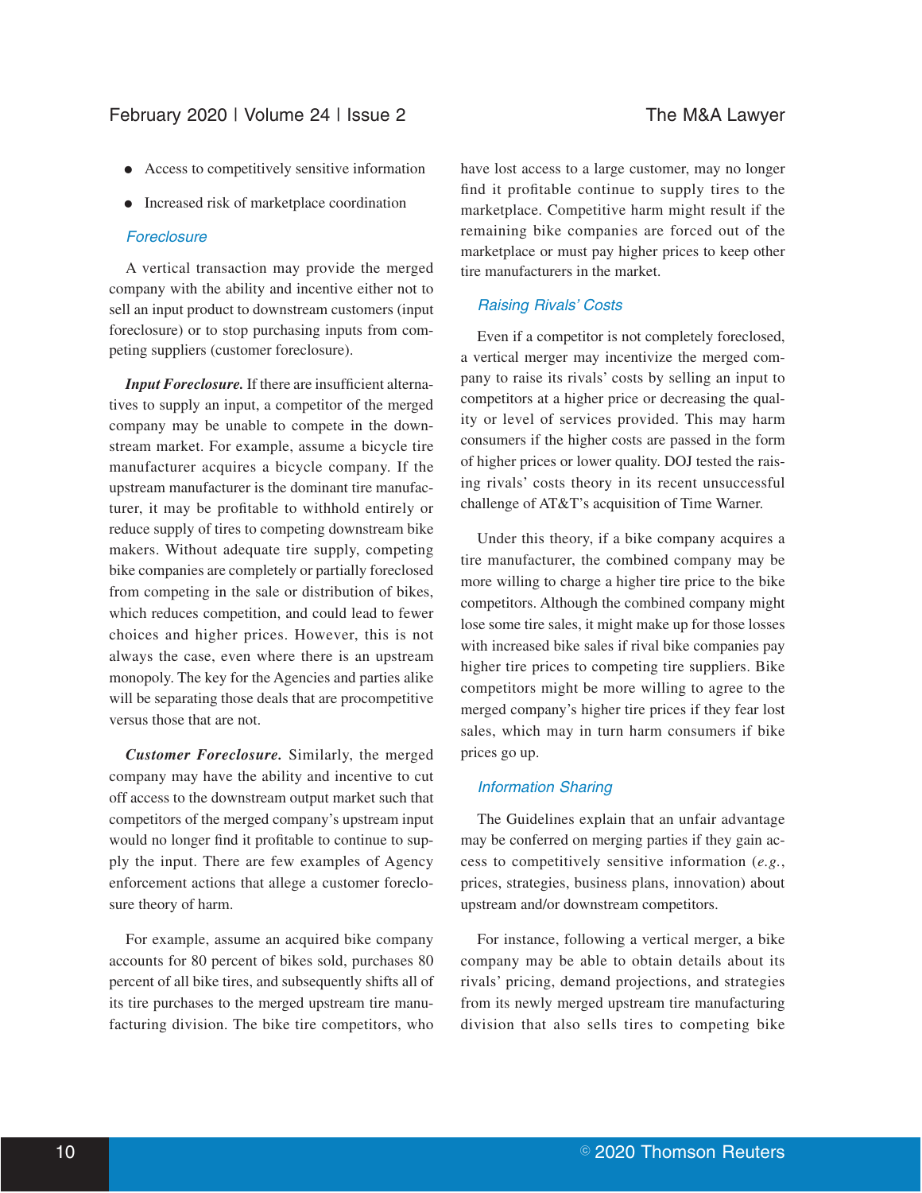- Access to competitively sensitive information
- Increased risk of marketplace coordination

### *Foreclosure*

A vertical transaction may provide the merged company with the ability and incentive either not to sell an input product to downstream customers (input foreclosure) or to stop purchasing inputs from competing suppliers (customer foreclosure).

***Input Foreclosure.*** If there are insufficient alternatives to supply an input, a competitor of the merged company may be unable to compete in the downstream market. For example, assume a bicycle tire manufacturer acquires a bicycle company. If the upstream manufacturer is the dominant tire manufacturer, it may be profitable to withhold entirely or reduce supply of tires to competing downstream bike makers. Without adequate tire supply, competing bike companies are completely or partially foreclosed from competing in the sale or distribution of bikes, which reduces competition, and could lead to fewer choices and higher prices. However, this is not always the case, even where there is an upstream monopoly. The key for the Agencies and parties alike will be separating those deals that are procompetitive versus those that are not.

***Customer Foreclosure.*** Similarly, the merged company may have the ability and incentive to cut off access to the downstream output market such that competitors of the merged company's upstream input would no longer find it profitable to continue to supply the input. There are few examples of Agency enforcement actions that allege a customer foreclosure theory of harm.

For example, assume an acquired bike company accounts for 80 percent of bikes sold, purchases 80 percent of all bike tires, and subsequently shifts all of its tire purchases to the merged upstream tire manufacturing division. The bike tire competitors, who have lost access to a large customer, may no longer find it profitable continue to supply tires to the marketplace. Competitive harm might result if the remaining bike companies are forced out of the marketplace or must pay higher prices to keep other tire manufacturers in the market.

### *Raising Rivals' Costs*

Even if a competitor is not completely foreclosed, a vertical merger may incentivize the merged company to raise its rivals' costs by selling an input to competitors at a higher price or decreasing the quality or level of services provided. This may harm consumers if the higher costs are passed in the form of higher prices or lower quality. DOJ tested the raising rivals' costs theory in its recent unsuccessful challenge of AT&T's acquisition of Time Warner.

Under this theory, if a bike company acquires a tire manufacturer, the combined company may be more willing to charge a higher tire price to the bike competitors. Although the combined company might lose some tire sales, it might make up for those losses with increased bike sales if rival bike companies pay higher tire prices to competing tire suppliers. Bike competitors might be more willing to agree to the merged company's higher tire prices if they fear lost sales, which may in turn harm consumers if bike prices go up.

### *Information Sharing*

The Guidelines explain that an unfair advantage may be conferred on merging parties if they gain access to competitively sensitive information (*e.g.*, prices, strategies, business plans, innovation) about upstream and/or downstream competitors.

For instance, following a vertical merger, a bike company may be able to obtain details about its rivals' pricing, demand projections, and strategies from its newly merged upstream tire manufacturing division that also sells tires to competing bike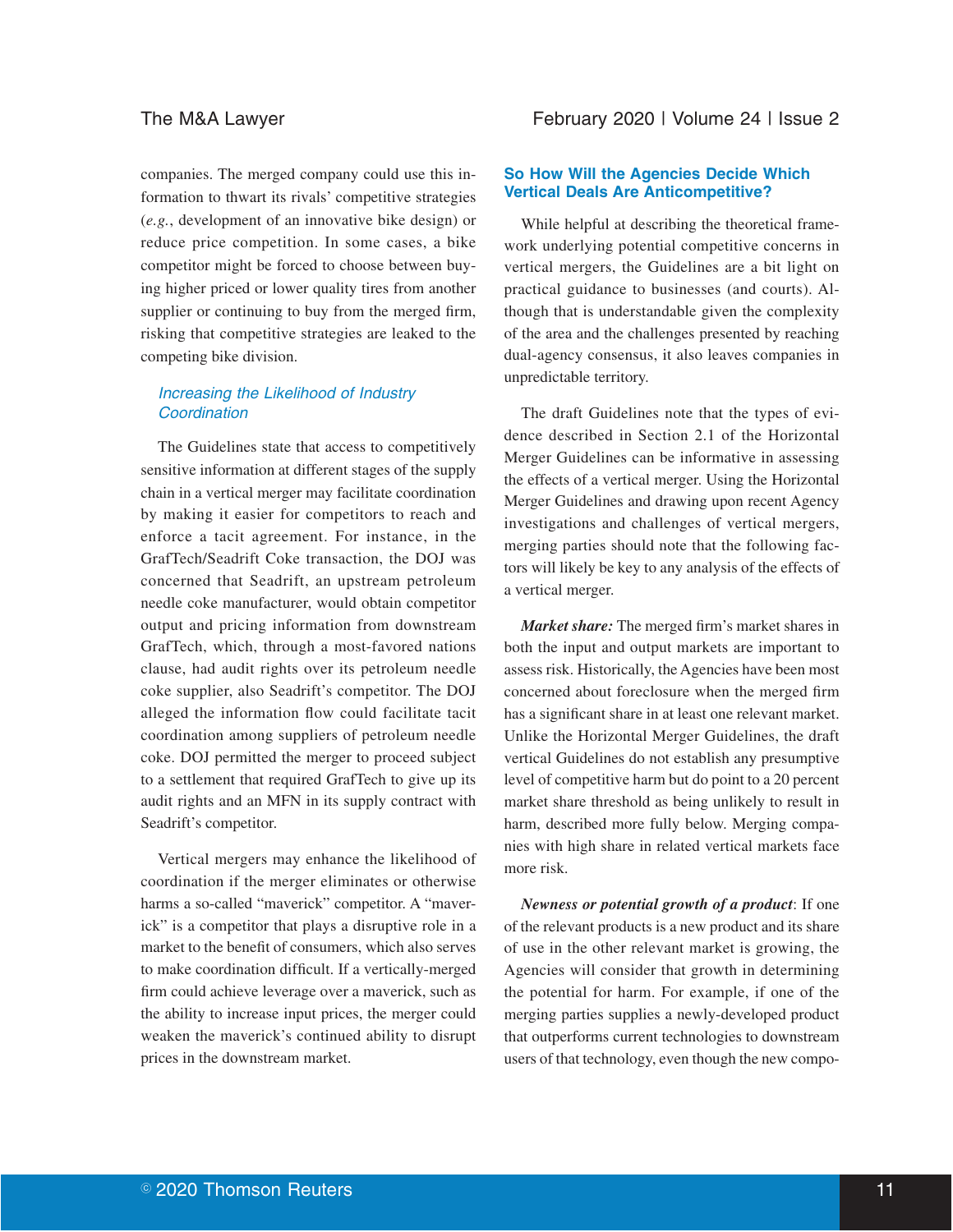companies. The merged company could use this information to thwart its rivals' competitive strategies (*e.g.*, development of an innovative bike design) or reduce price competition. In some cases, a bike competitor might be forced to choose between buying higher priced or lower quality tires from another supplier or continuing to buy from the merged firm, risking that competitive strategies are leaked to the competing bike division.

### *Increasing the Likelihood of Industry Coordination*

The Guidelines state that access to competitively sensitive information at different stages of the supply chain in a vertical merger may facilitate coordination by making it easier for competitors to reach and enforce a tacit agreement. For instance, in the GrafTech/Seadrift Coke transaction, the DOJ was concerned that Seadrift, an upstream petroleum needle coke manufacturer, would obtain competitor output and pricing information from downstream GrafTech, which, through a most-favored nations clause, had audit rights over its petroleum needle coke supplier, also Seadrift's competitor. The DOJ alleged the information flow could facilitate tacit coordination among suppliers of petroleum needle coke. DOJ permitted the merger to proceed subject to a settlement that required GrafTech to give up its audit rights and an MFN in its supply contract with Seadrift's competitor.

Vertical mergers may enhance the likelihood of coordination if the merger eliminates or otherwise harms a so-called "maverick" competitor. A "maverick" is a competitor that plays a disruptive role in a market to the benefit of consumers, which also serves to make coordination difficult. If a vertically-merged firm could achieve leverage over a maverick, such as the ability to increase input prices, the merger could weaken the maverick's continued ability to disrupt prices in the downstream market.

## So How Will the Agencies Decide Which Vertical Deals Are Anticompetitive?

While helpful at describing the theoretical framework underlying potential competitive concerns in vertical mergers, the Guidelines are a bit light on practical guidance to businesses (and courts). Although that is understandable given the complexity of the area and the challenges presented by reaching dual-agency consensus, it also leaves companies in unpredictable territory.

The draft Guidelines note that the types of evidence described in Section 2.1 of the Horizontal Merger Guidelines can be informative in assessing the effects of a vertical merger. Using the Horizontal Merger Guidelines and drawing upon recent Agency investigations and challenges of vertical mergers, merging parties should note that the following factors will likely be key to any analysis of the effects of a vertical merger.

***Market share:*** The merged firm's market shares in both the input and output markets are important to assess risk. Historically, the Agencies have been most concerned about foreclosure when the merged firm has a significant share in at least one relevant market. Unlike the Horizontal Merger Guidelines, the draft vertical Guidelines do not establish any presumptive level of competitive harm but do point to a 20 percent market share threshold as being unlikely to result in harm, described more fully below. Merging companies with high share in related vertical markets face more risk.

***Newness or potential growth of a product***: If one of the relevant products is a new product and its share of use in the other relevant market is growing, the Agencies will consider that growth in determining the potential for harm. For example, if one of the merging parties supplies a newly-developed product that outperforms current technologies to downstream users of that technology, even though the new compo-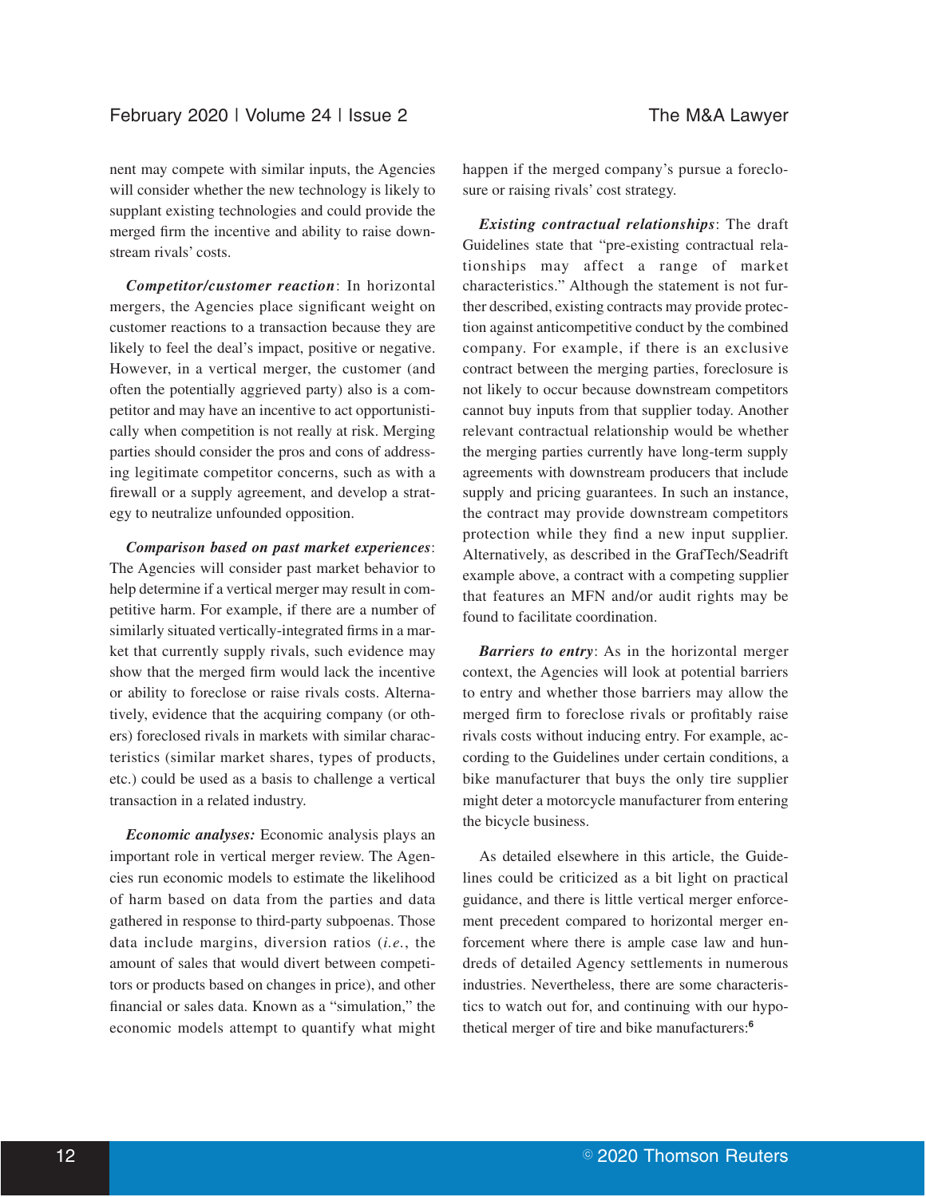nent may compete with similar inputs, the Agencies will consider whether the new technology is likely to supplant existing technologies and could provide the merged firm the incentive and ability to raise downstream rivals' costs.

***Competitor/customer reaction***: In horizontal mergers, the Agencies place significant weight on customer reactions to a transaction because they are likely to feel the deal's impact, positive or negative. However, in a vertical merger, the customer (and often the potentially aggrieved party) also is a competitor and may have an incentive to act opportunistically when competition is not really at risk. Merging parties should consider the pros and cons of addressing legitimate competitor concerns, such as with a firewall or a supply agreement, and develop a strategy to neutralize unfounded opposition.

***Comparison based on past market experiences***: The Agencies will consider past market behavior to help determine if a vertical merger may result in competitive harm. For example, if there are a number of similarly situated vertically-integrated firms in a market that currently supply rivals, such evidence may show that the merged firm would lack the incentive or ability to foreclose or raise rivals costs. Alternatively, evidence that the acquiring company (or others) foreclosed rivals in markets with similar characteristics (similar market shares, types of products, etc.) could be used as a basis to challenge a vertical transaction in a related industry.

***Economic analyses:*** Economic analysis plays an important role in vertical merger review. The Agencies run economic models to estimate the likelihood of harm based on data from the parties and data gathered in response to third-party subpoenas. Those data include margins, diversion ratios (*i.e.*, the amount of sales that would divert between competitors or products based on changes in price), and other financial or sales data. Known as a "simulation," the economic models attempt to quantify what might happen if the merged company's pursue a foreclosure or raising rivals' cost strategy.

***Existing contractual relationships***: The draft Guidelines state that "pre-existing contractual relationships may affect a range of market characteristics." Although the statement is not further described, existing contracts may provide protection against anticompetitive conduct by the combined company. For example, if there is an exclusive contract between the merging parties, foreclosure is not likely to occur because downstream competitors cannot buy inputs from that supplier today. Another relevant contractual relationship would be whether the merging parties currently have long-term supply agreements with downstream producers that include supply and pricing guarantees. In such an instance, the contract may provide downstream competitors protection while they find a new input supplier. Alternatively, as described in the GrafTech/Seadrift example above, a contract with a competing supplier that features an MFN and/or audit rights may be found to facilitate coordination.

***Barriers to entry***: As in the horizontal merger context, the Agencies will look at potential barriers to entry and whether those barriers may allow the merged firm to foreclose rivals or profitably raise rivals costs without inducing entry. For example, according to the Guidelines under certain conditions, a bike manufacturer that buys the only tire supplier might deter a motorcycle manufacturer from entering the bicycle business.

As detailed elsewhere in this article, the Guidelines could be criticized as a bit light on practical guidance, and there is little vertical merger enforcement precedent compared to horizontal merger enforcement where there is ample case law and hundreds of detailed Agency settlements in numerous industries. Nevertheless, there are some characteristics to watch out for, and continuing with our hypothetical merger of tire and bike manufacturers:[6]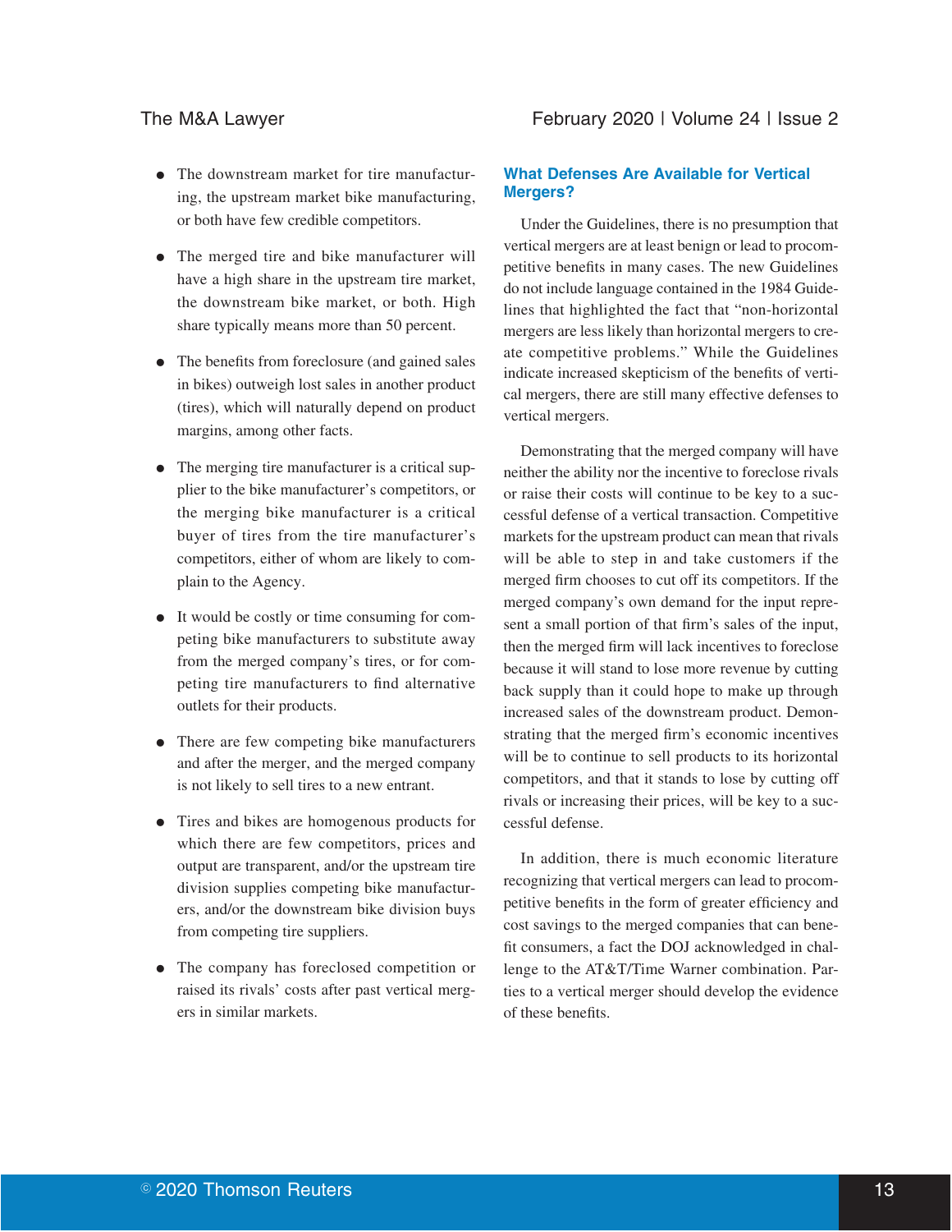- The downstream market for tire manufacturing, the upstream market bike manufacturing, or both have few credible competitors.

- The merged tire and bike manufacturer will have a high share in the upstream tire market, the downstream bike market, or both. High share typically means more than 50 percent.

- The benefits from foreclosure (and gained sales in bikes) outweigh lost sales in another product (tires), which will naturally depend on product margins, among other facts.

- The merging tire manufacturer is a critical supplier to the bike manufacturer's competitors, or the merging bike manufacturer is a critical buyer of tires from the tire manufacturer's competitors, either of whom are likely to complain to the Agency.

- It would be costly or time consuming for competing bike manufacturers to substitute away from the merged company's tires, or for competing tire manufacturers to find alternative outlets for their products.

- There are few competing bike manufacturers and after the merger, and the merged company is not likely to sell tires to a new entrant.

- Tires and bikes are homogenous products for which there are few competitors, prices and output are transparent, and/or the upstream tire division supplies competing bike manufacturers, and/or the downstream bike division buys from competing tire suppliers.

- The company has foreclosed competition or raised its rivals' costs after past vertical mergers in similar markets.

## What Defenses Are Available for Vertical Mergers?

Under the Guidelines, there is no presumption that vertical mergers are at least benign or lead to procompetitive benefits in many cases. The new Guidelines do not include language contained in the 1984 Guidelines that highlighted the fact that "non-horizontal mergers are less likely than horizontal mergers to create competitive problems." While the Guidelines indicate increased skepticism of the benefits of vertical mergers, there are still many effective defenses to vertical mergers.

Demonstrating that the merged company will have neither the ability nor the incentive to foreclose rivals or raise their costs will continue to be key to a successful defense of a vertical transaction. Competitive markets for the upstream product can mean that rivals will be able to step in and take customers if the merged firm chooses to cut off its competitors. If the merged company's own demand for the input represent a small portion of that firm's sales of the input, then the merged firm will lack incentives to foreclose because it will stand to lose more revenue by cutting back supply than it could hope to make up through increased sales of the downstream product. Demonstrating that the merged firm's economic incentives will be to continue to sell products to its horizontal competitors, and that it stands to lose by cutting off rivals or increasing their prices, will be key to a successful defense.

In addition, there is much economic literature recognizing that vertical mergers can lead to procompetitive benefits in the form of greater efficiency and cost savings to the merged companies that can benefit consumers, a fact the DOJ acknowledged in challenge to the AT&T/Time Warner combination. Parties to a vertical merger should develop the evidence of these benefits.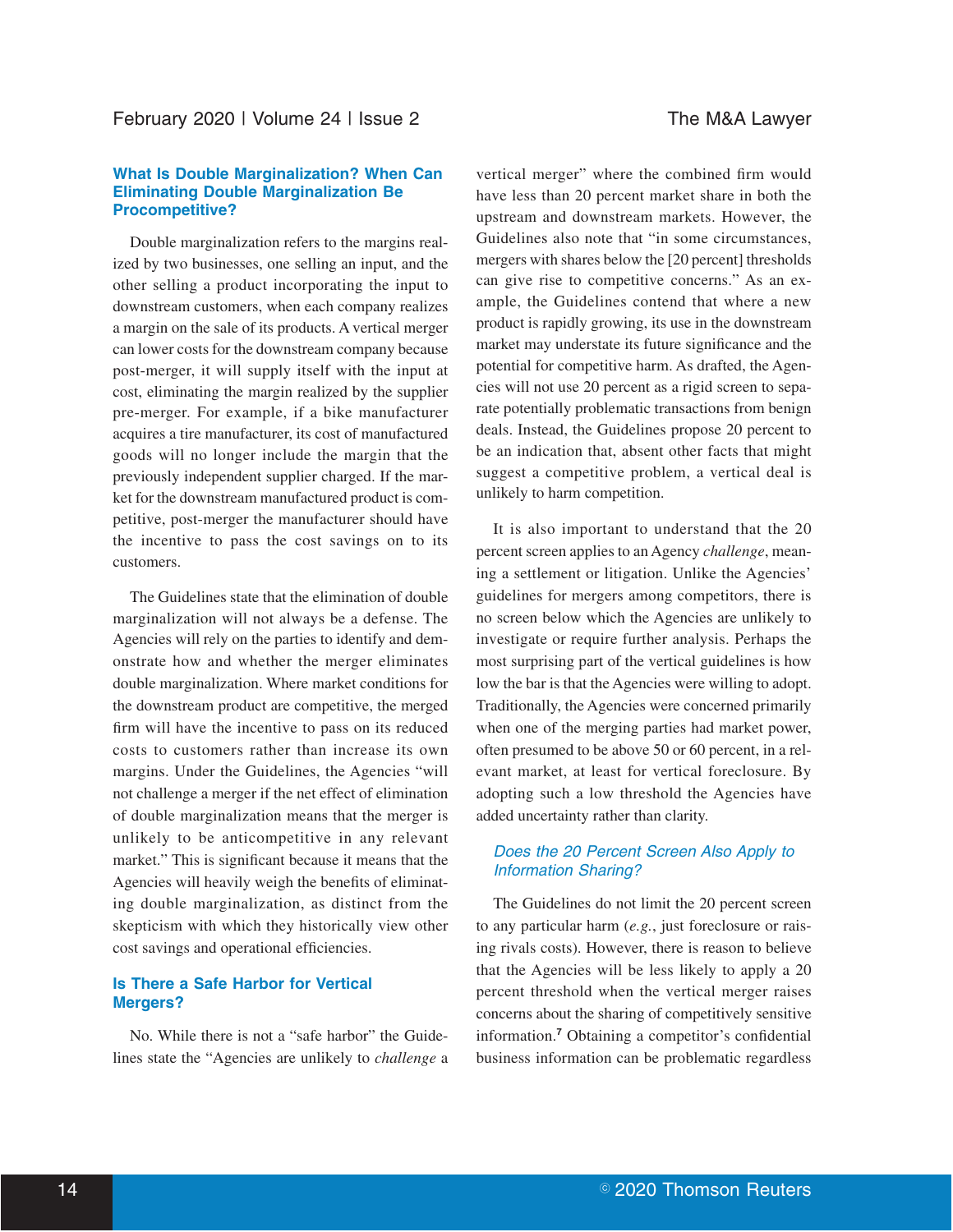## What Is Double Marginalization? When Can Eliminating Double Marginalization Be Procompetitive?

Double marginalization refers to the margins realized by two businesses, one selling an input, and the other selling a product incorporating the input to downstream customers, when each company realizes a margin on the sale of its products. A vertical merger can lower costs for the downstream company because post-merger, it will supply itself with the input at cost, eliminating the margin realized by the supplier pre-merger. For example, if a bike manufacturer acquires a tire manufacturer, its cost of manufactured goods will no longer include the margin that the previously independent supplier charged. If the market for the downstream manufactured product is competitive, post-merger the manufacturer should have the incentive to pass the cost savings on to its customers.

The Guidelines state that the elimination of double marginalization will not always be a defense. The Agencies will rely on the parties to identify and demonstrate how and whether the merger eliminates double marginalization. Where market conditions for the downstream product are competitive, the merged firm will have the incentive to pass on its reduced costs to customers rather than increase its own margins. Under the Guidelines, the Agencies "will not challenge a merger if the net effect of elimination of double marginalization means that the merger is unlikely to be anticompetitive in any relevant market." This is significant because it means that the Agencies will heavily weigh the benefits of eliminating double marginalization, as distinct from the skepticism with which they historically view other cost savings and operational efficiencies.

## Is There a Safe Harbor for Vertical Mergers?

No. While there is not a "safe harbor" the Guidelines state the "Agencies are unlikely to *challenge* a vertical merger" where the combined firm would have less than 20 percent market share in both the upstream and downstream markets. However, the Guidelines also note that "in some circumstances, mergers with shares below the [20 percent] thresholds can give rise to competitive concerns." As an example, the Guidelines contend that where a new product is rapidly growing, its use in the downstream market may understate its future significance and the potential for competitive harm. As drafted, the Agencies will not use 20 percent as a rigid screen to separate potentially problematic transactions from benign deals. Instead, the Guidelines propose 20 percent to be an indication that, absent other facts that might suggest a competitive problem, a vertical deal is unlikely to harm competition.

It is also important to understand that the 20 percent screen applies to an Agency *challenge*, meaning a settlement or litigation. Unlike the Agencies' guidelines for mergers among competitors, there is no screen below which the Agencies are unlikely to investigate or require further analysis. Perhaps the most surprising part of the vertical guidelines is how low the bar is that the Agencies were willing to adopt. Traditionally, the Agencies were concerned primarily when one of the merging parties had market power, often presumed to be above 50 or 60 percent, in a relevant market, at least for vertical foreclosure. By adopting such a low threshold the Agencies have added uncertainty rather than clarity.

### *Does the 20 Percent Screen Also Apply to Information Sharing?*

The Guidelines do not limit the 20 percent screen to any particular harm (*e.g.*, just foreclosure or raising rivals costs). However, there is reason to believe that the Agencies will be less likely to apply a 20 percent threshold when the vertical merger raises concerns about the sharing of competitively sensitive information.[7] Obtaining a competitor's confidential business information can be problematic regardless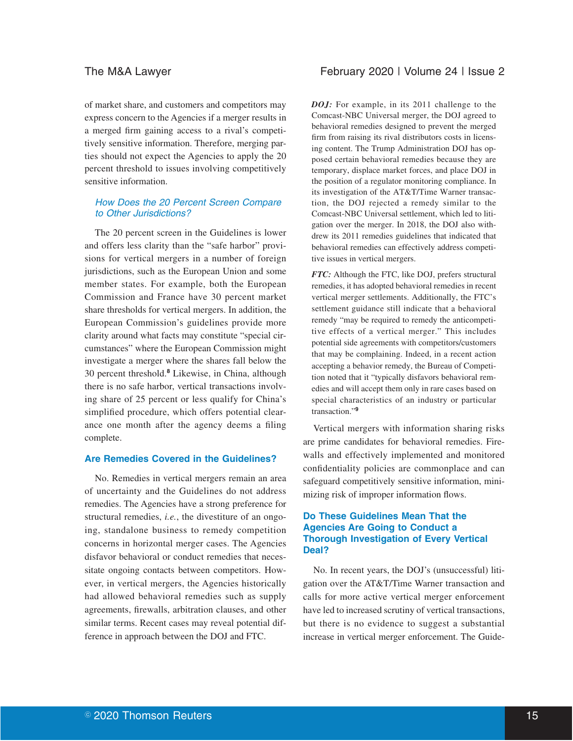of market share, and customers and competitors may express concern to the Agencies if a merger results in a merged firm gaining access to a rival's competitively sensitive information. Therefore, merging parties should not expect the Agencies to apply the 20 percent threshold to issues involving competitively sensitive information.

### *How Does the 20 Percent Screen Compare to Other Jurisdictions?*

The 20 percent screen in the Guidelines is lower and offers less clarity than the "safe harbor" provisions for vertical mergers in a number of foreign jurisdictions, such as the European Union and some member states. For example, both the European Commission and France have 30 percent market share thresholds for vertical mergers. In addition, the European Commission's guidelines provide more clarity around what facts may constitute "special circumstances" where the European Commission might investigate a merger where the shares fall below the 30 percent threshold.[8] Likewise, in China, although there is no safe harbor, vertical transactions involving share of 25 percent or less qualify for China's simplified procedure, which offers potential clearance one month after the agency deems a filing complete.

## Are Remedies Covered in the Guidelines?

No. Remedies in vertical mergers remain an area of uncertainty and the Guidelines do not address remedies. The Agencies have a strong preference for structural remedies, *i.e.*, the divestiture of an ongoing, standalone business to remedy competition concerns in horizontal merger cases. The Agencies disfavor behavioral or conduct remedies that necessitate ongoing contacts between competitors. However, in vertical mergers, the Agencies historically had allowed behavioral remedies such as supply agreements, firewalls, arbitration clauses, and other similar terms. Recent cases may reveal potential difference in approach between the DOJ and FTC.

> ***DOJ:*** For example, in its 2011 challenge to the Comcast-NBC Universal merger, the DOJ agreed to behavioral remedies designed to prevent the merged firm from raising its rival distributors costs in licensing content. The Trump Administration DOJ has opposed certain behavioral remedies because they are temporary, displace market forces, and place DOJ in the position of a regulator monitoring compliance. In its investigation of the AT&T/Time Warner transaction, the DOJ rejected a remedy similar to the Comcast-NBC Universal settlement, which led to litigation over the merger. In 2018, the DOJ also withdrew its 2011 remedies guidelines that indicated that behavioral remedies can effectively address competitive issues in vertical mergers.
>
> ***FTC:*** Although the FTC, like DOJ, prefers structural remedies, it has adopted behavioral remedies in recent vertical merger settlements. Additionally, the FTC's settlement guidance still indicate that a behavioral remedy "may be required to remedy the anticompetitive effects of a vertical merger." This includes potential side agreements with competitors/customers that may be complaining. Indeed, in a recent action accepting a behavior remedy, the Bureau of Competition noted that it "typically disfavors behavioral remedies and will accept them only in rare cases based on special characteristics of an industry or particular transaction."[9]

Vertical mergers with information sharing risks are prime candidates for behavioral remedies. Firewalls and effectively implemented and monitored confidentiality policies are commonplace and can safeguard competitively sensitive information, minimizing risk of improper information flows.

## Do These Guidelines Mean That the Agencies Are Going to Conduct a Thorough Investigation of Every Vertical Deal?

No. In recent years, the DOJ's (unsuccessful) litigation over the AT&T/Time Warner transaction and calls for more active vertical merger enforcement have led to increased scrutiny of vertical transactions, but there is no evidence to suggest a substantial increase in vertical merger enforcement. The Guide-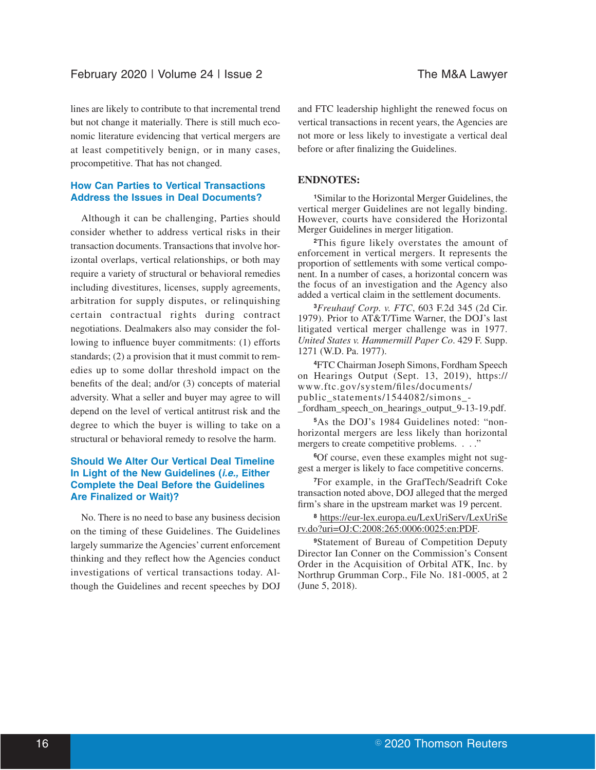lines are likely to contribute to that incremental trend but not change it materially. There is still much economic literature evidencing that vertical mergers are at least competitively benign, or in many cases, procompetitive. That has not changed.

### How Can Parties to Vertical Transactions Address the Issues in Deal Documents?

Although it can be challenging, Parties should consider whether to address vertical risks in their transaction documents. Transactions that involve horizontal overlaps, vertical relationships, or both may require a variety of structural or behavioral remedies including divestitures, licenses, supply agreements, arbitration for supply disputes, or relinquishing certain contractual rights during contract negotiations. Dealmakers also may consider the following to influence buyer commitments: (1) efforts standards; (2) a provision that it must commit to remedies up to some dollar threshold impact on the benefits of the deal; and/or (3) concepts of material adversity. What a seller and buyer may agree to will depend on the level of vertical antitrust risk and the degree to which the buyer is willing to take on a structural or behavioral remedy to resolve the harm.

### Should We Alter Our Vertical Deal Timeline In Light of the New Guidelines (*i.e.,* Either Complete the Deal Before the Guidelines Are Finalized or Wait)?

No. There is no need to base any business decision on the timing of these Guidelines. The Guidelines largely summarize the Agencies' current enforcement thinking and they reflect how the Agencies conduct investigations of vertical transactions today. Although the Guidelines and recent speeches by DOJ and FTC leadership highlight the renewed focus on vertical transactions in recent years, the Agencies are not more or less likely to investigate a vertical deal before or after finalizing the Guidelines.

## ENDNOTES:

[1]Similar to the Horizontal Merger Guidelines, the vertical merger Guidelines are not legally binding. However, courts have considered the Horizontal Merger Guidelines in merger litigation.

[2]This figure likely overstates the amount of enforcement in vertical mergers. It represents the proportion of settlements with some vertical component. In a number of cases, a horizontal concern was the focus of an investigation and the Agency also added a vertical claim in the settlement documents.

[3]*Freuhauf Corp. v. FTC*, 603 F.2d 345 (2d Cir. 1979). Prior to AT&T/Time Warner, the DOJ's last litigated vertical merger challenge was in 1977. *United States v. Hammermill Paper Co*. 429 F. Supp. 1271 (W.D. Pa. 1977).

[4]FTC Chairman Joseph Simons, Fordham Speech on Hearings Output (Sept. 13, 2019), https://www.ftc.gov/system/files/documents/public_statements/1544082/simons_-_fordham_speech_on_hearings_output_9-13-19.pdf.

[5]As the DOJ's 1984 Guidelines noted: "non-horizontal mergers are less likely than horizontal mergers to create competitive problems. . . ."

[6]Of course, even these examples might not suggest a merger is likely to face competitive concerns.

[7]For example, in the GrafTech/Seadrift Coke transaction noted above, DOJ alleged that the merged firm's share in the upstream market was 19 percent.

[8] https://eur-lex.europa.eu/LexUriServ/LexUriServ.do?uri=OJ:C:2008:265:0006:0025:en:PDF.

[9]Statement of Bureau of Competition Deputy Director Ian Conner on the Commission's Consent Order in the Acquisition of Orbital ATK, Inc. by Northrup Grumman Corp., File No. 181-0005, at 2 (June 5, 2018).